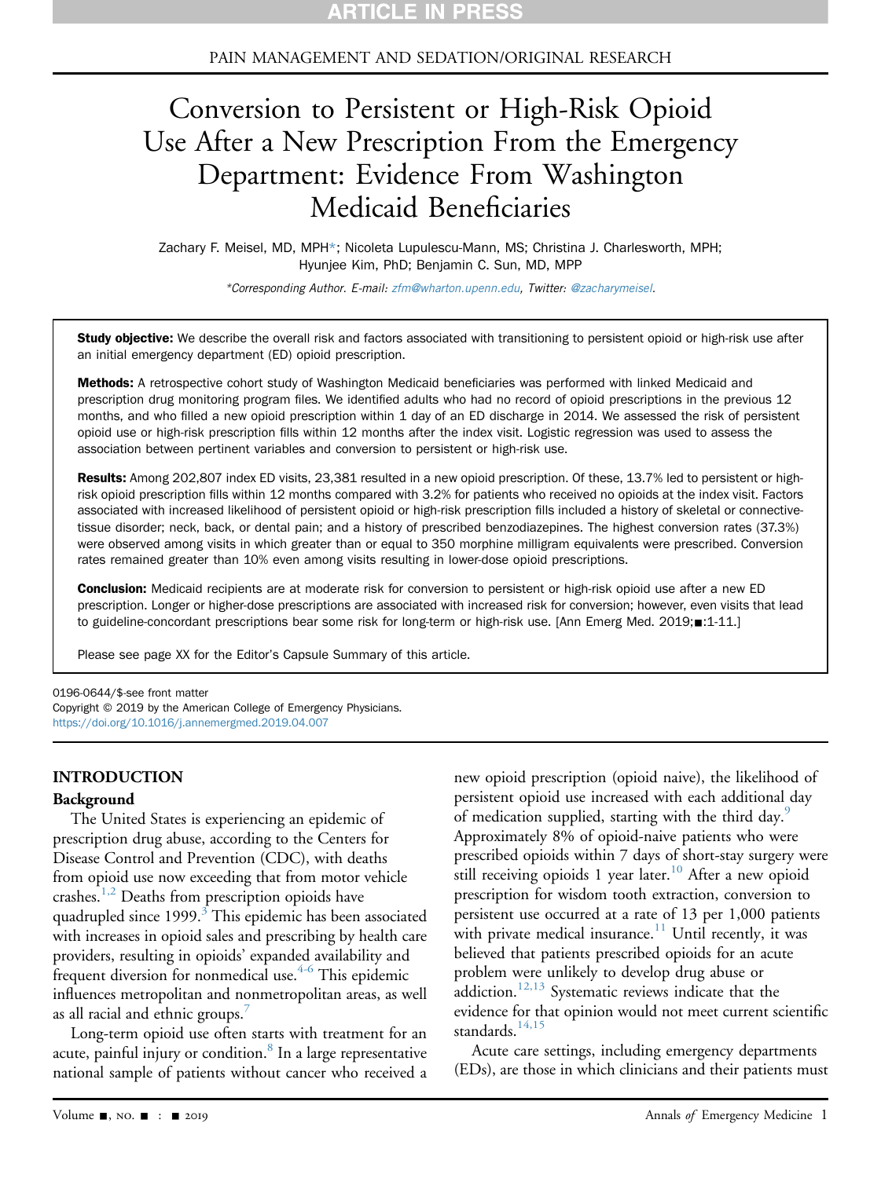ARTICLE IN PRESS

PAIN MANAGEMENT AND SEDATION/ORIGINAL RESEARCH

# Conversion to Persistent or High-Risk Opioid Use After a New Prescription From the Emergency Department: Evidence From Washington Medicaid Beneficiaries

Zachary F. Meisel, MD, MPH*; Nicoleta Lupulescu-Mann, MS; Christina J. Charlesworth, MPH; Hyunjee Kim, PhD; Benjamin C. Sun, MD, MPP

*Corresponding Author. E-mail: zfm@wharton.upenn.edu, Twitter: @zacharymeisel.

**Study objective:** We describe the overall risk and factors associated with transitioning to persistent opioid or high-risk use after an initial emergency department (ED) opioid prescription.

**Methods:** A retrospective cohort study of Washington Medicaid beneficiaries was performed with linked Medicaid and prescription drug monitoring program files. We identified adults who had no record of opioid prescriptions in the previous 12 months, and who filled a new opioid prescription within 1 day of an ED discharge in 2014. We assessed the risk of persistent opioid use or high-risk prescription fills within 12 months after the index visit. Logistic regression was used to assess the association between pertinent variables and conversion to persistent or high-risk use.

**Results:** Among 202,807 index ED visits, 23,381 resulted in a new opioid prescription. Of these, 13.7% led to persistent or high-risk opioid prescription fills within 12 months compared with 3.2% for patients who received no opioids at the index visit. Factors associated with increased likelihood of persistent opioid or high-risk prescription fills included a history of skeletal or connective-tissue disorder; neck, back, or dental pain; and a history of prescribed benzodiazepines. The highest conversion rates (37.3%) were observed among visits in which greater than or equal to 350 morphine milligram equivalents were prescribed. Conversion rates remained greater than 10% even among visits resulting in lower-dose opioid prescriptions.

**Conclusion:** Medicaid recipients are at moderate risk for conversion to persistent or high-risk opioid use after a new ED prescription. Longer or higher-dose prescriptions are associated with increased risk for conversion; however, even visits that lead to guideline-concordant prescriptions bear some risk for long-term or high-risk use. [Ann Emerg Med. 2019;■:1-11.]

Please see page XX for the Editor's Capsule Summary of this article.

0196-0644/$-see front matter
Copyright © 2019 by the American College of Emergency Physicians.
https://doi.org/10.1016/j.annemergmed.2019.04.007

## INTRODUCTION

### Background

The United States is experiencing an epidemic of prescription drug abuse, according to the Centers for Disease Control and Prevention (CDC), with deaths from opioid use now exceeding that from motor vehicle crashes.[1,2] Deaths from prescription opioids have quadrupled since 1999.[3] This epidemic has been associated with increases in opioid sales and prescribing by health care providers, resulting in opioids' expanded availability and frequent diversion for nonmedical use.[4-6] This epidemic influences metropolitan and nonmetropolitan areas, as well as all racial and ethnic groups.[7]

Long-term opioid use often starts with treatment for an acute, painful injury or condition.[8] In a large representative national sample of patients without cancer who received a new opioid prescription (opioid naive), the likelihood of persistent opioid use increased with each additional day of medication supplied, starting with the third day.[9] Approximately 8% of opioid-naive patients who were prescribed opioids within 7 days of short-stay surgery were still receiving opioids 1 year later.[10] After a new opioid prescription for wisdom tooth extraction, conversion to persistent use occurred at a rate of 13 per 1,000 patients with private medical insurance.[11] Until recently, it was believed that patients prescribed opioids for an acute problem were unlikely to develop drug abuse or addiction.[12,13] Systematic reviews indicate that the evidence for that opinion would not meet current scientific standards.[14,15]

Acute care settings, including emergency departments (EDs), are those in which clinicians and their patients must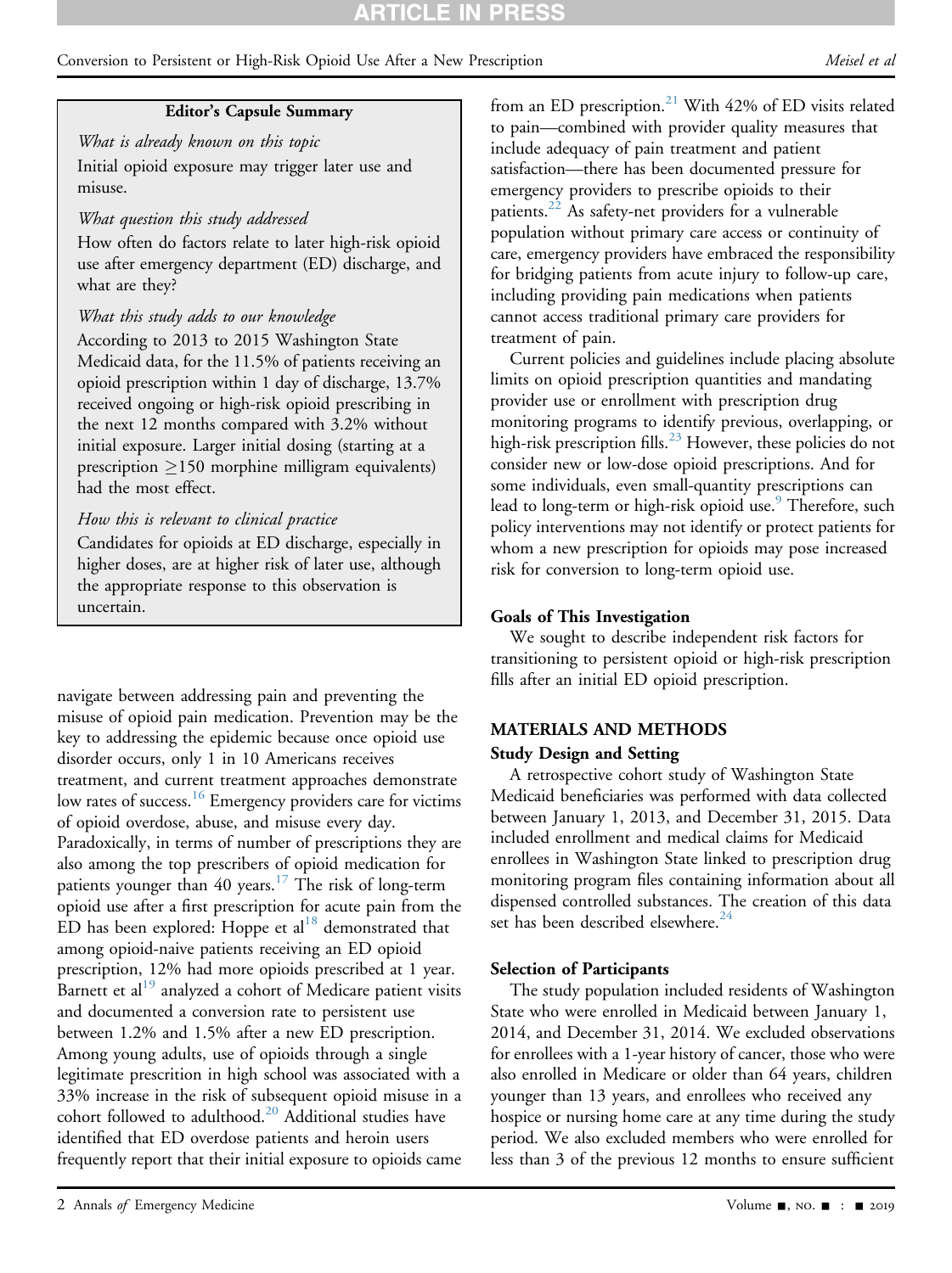**Editor's Capsule Summary**

*What is already known on this topic*

Initial opioid exposure may trigger later use and misuse.

*What question this study addressed*

How often do factors relate to later high-risk opioid use after emergency department (ED) discharge, and what are they?

*What this study adds to our knowledge*

According to 2013 to 2015 Washington State Medicaid data, for the 11.5% of patients receiving an opioid prescription within 1 day of discharge, 13.7% received ongoing or high-risk opioid prescribing in the next 12 months compared with 3.2% without initial exposure. Larger initial dosing (starting at a prescription ≥150 morphine milligram equivalents) had the most effect.

*How this is relevant to clinical practice*

Candidates for opioids at ED discharge, especially in higher doses, are at higher risk of later use, although the appropriate response to this observation is uncertain.

navigate between addressing pain and preventing the misuse of opioid pain medication. Prevention may be the key to addressing the epidemic because once opioid use disorder occurs, only 1 in 10 Americans receives treatment, and current treatment approaches demonstrate low rates of success.[16] Emergency providers care for victims of opioid overdose, abuse, and misuse every day. Paradoxically, in terms of number of prescriptions they are also among the top prescribers of opioid medication for patients younger than 40 years.[17] The risk of long-term opioid use after a first prescription for acute pain from the ED has been explored: Hoppe et al[18] demonstrated that among opioid-naive patients receiving an ED opioid prescription, 12% had more opioids prescribed at 1 year. Barnett et al[19] analyzed a cohort of Medicare patient visits and documented a conversion rate to persistent use between 1.2% and 1.5% after a new ED prescription. Among young adults, use of opioids through a single legitimate prescription in high school was associated with a 33% increase in the risk of subsequent opioid misuse in a cohort followed to adulthood.[20] Additional studies have identified that ED overdose patients and heroin users frequently report that their initial exposure to opioids came from an ED prescription.[21] With 42% of ED visits related to pain—combined with provider quality measures that include adequacy of pain treatment and patient satisfaction—there has been documented pressure for emergency providers to prescribe opioids to their patients.[22] As safety-net providers for a vulnerable population without primary care access or continuity of care, emergency providers have embraced the responsibility for bridging patients from acute injury to follow-up care, including providing pain medications when patients cannot access traditional primary care providers for treatment of pain.

Current policies and guidelines include placing absolute limits on opioid prescription quantities and mandating provider use or enrollment with prescription drug monitoring programs to identify previous, overlapping, or high-risk prescription fills.[23] However, these policies do not consider new or low-dose opioid prescriptions. And for some individuals, even small-quantity prescriptions can lead to long-term or high-risk opioid use.[9] Therefore, such policy interventions may not identify or protect patients for whom a new prescription for opioids may pose increased risk for conversion to long-term opioid use.

### Goals of This Investigation

We sought to describe independent risk factors for transitioning to persistent opioid or high-risk prescription fills after an initial ED opioid prescription.

## MATERIALS AND METHODS

### Study Design and Setting

A retrospective cohort study of Washington State Medicaid beneficiaries was performed with data collected between January 1, 2013, and December 31, 2015. Data included enrollment and medical claims for Medicaid enrollees in Washington State linked to prescription drug monitoring program files containing information about all dispensed controlled substances. The creation of this data set has been described elsewhere.[24]

### Selection of Participants

The study population included residents of Washington State who were enrolled in Medicaid between January 1, 2014, and December 31, 2014. We excluded observations for enrollees with a 1-year history of cancer, those who were also enrolled in Medicare or older than 64 years, children younger than 13 years, and enrollees who received any hospice or nursing home care at any time during the study period. We also excluded members who were enrolled for less than 3 of the previous 12 months to ensure sufficient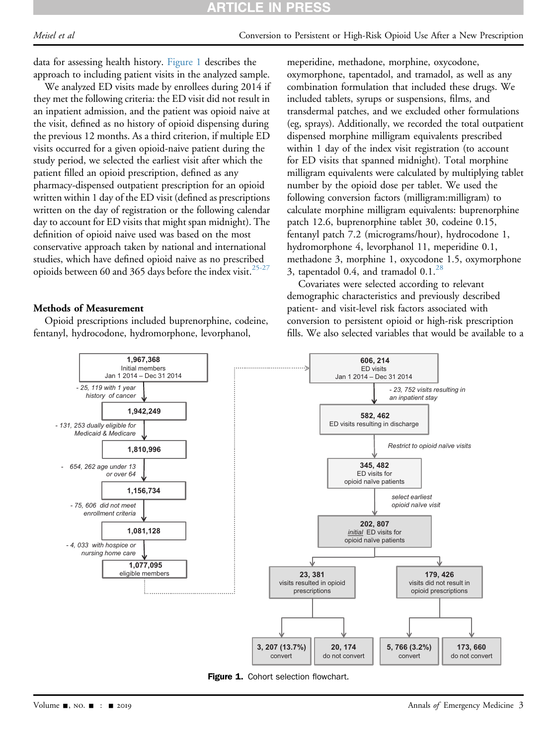data for assessing health history. Figure 1 describes the approach to including patient visits in the analyzed sample.

We analyzed ED visits made by enrollees during 2014 if they met the following criteria: the ED visit did not result in an inpatient admission, and the patient was opioid naive at the visit, defined as no history of opioid dispensing during the previous 12 months. As a third criterion, if multiple ED visits occurred for a given opioid-naive patient during the study period, we selected the earliest visit after which the patient filled an opioid prescription, defined as any pharmacy-dispensed outpatient prescription for an opioid written within 1 day of the ED visit (defined as prescriptions written on the day of registration or the following calendar day to account for ED visits that might span midnight). The definition of opioid naive used was based on the most conservative approach taken by national and international studies, which have defined opioid naive as no prescribed opioids between 60 and 365 days before the index visit.[25-27]

### Methods of Measurement

Opioid prescriptions included buprenorphine, codeine, fentanyl, hydrocodone, hydromorphone, levorphanol, meperidine, methadone, morphine, oxycodone, oxymorphone, tapentadol, and tramadol, as well as any combination formulation that included these drugs. We included tablets, syrups or suspensions, films, and transdermal patches, and we excluded other formulations (eg, sprays). Additionally, we recorded the total outpatient dispensed morphine milligram equivalents prescribed within 1 day of the index visit registration (to account for ED visits that spanned midnight). Total morphine milligram equivalents were calculated by multiplying tablet number by the opioid dose per tablet. We used the following conversion factors (milligram:milligram) to calculate morphine milligram equivalents: buprenorphine patch 12.6, buprenorphine tablet 30, codeine 0.15, fentanyl patch 7.2 (micrograms/hour), hydrocodone 1, hydromorphone 4, levorphanol 11, meperidine 0.1, methadone 3, morphine 1, oxycodone 1.5, oxymorphone 3, tapentadol 0.4, and tramadol 0.1.[28]

Covariates were selected according to relevant demographic characteristics and previously described patient- and visit-level risk factors associated with conversion to persistent opioid or high-risk prescription fills. We also selected variables that would be available to a

1,967,368 Initial members Jan 1 2014 – Dec 31 2014
- 25, 119 with 1 year history of cancer
1,942,249
- 131, 253 dually eligible for Medicaid & Medicare
1,810,996
- 654, 262 age under 13 or over 64
1,156,734
- 75, 606 did not meet enrollment criteria
1,081,128
- 4, 033 with hospice or nursing home care
1,077,095 eligible members

606, 214 ED visits Jan 1 2014 – Dec 31 2014
- 23, 752 visits resulting in an inpatient stay
582, 462 ED visits resulting in discharge
Restrict to opioid naïve visits
345, 482 ED visits for opioid naïve patients
select earliest opioid naïve visit
202, 807 *initial* ED visits for opioid naïve patients
23, 381 visits resulted in opioid prescriptions
179, 426 visits did not result in opioid prescriptions
3, 207 (13.7%) convert
20, 174 do not convert
5, 766 (3.2%) convert
173, 660 do not convert

**Figure 1.** Cohort selection flowchart.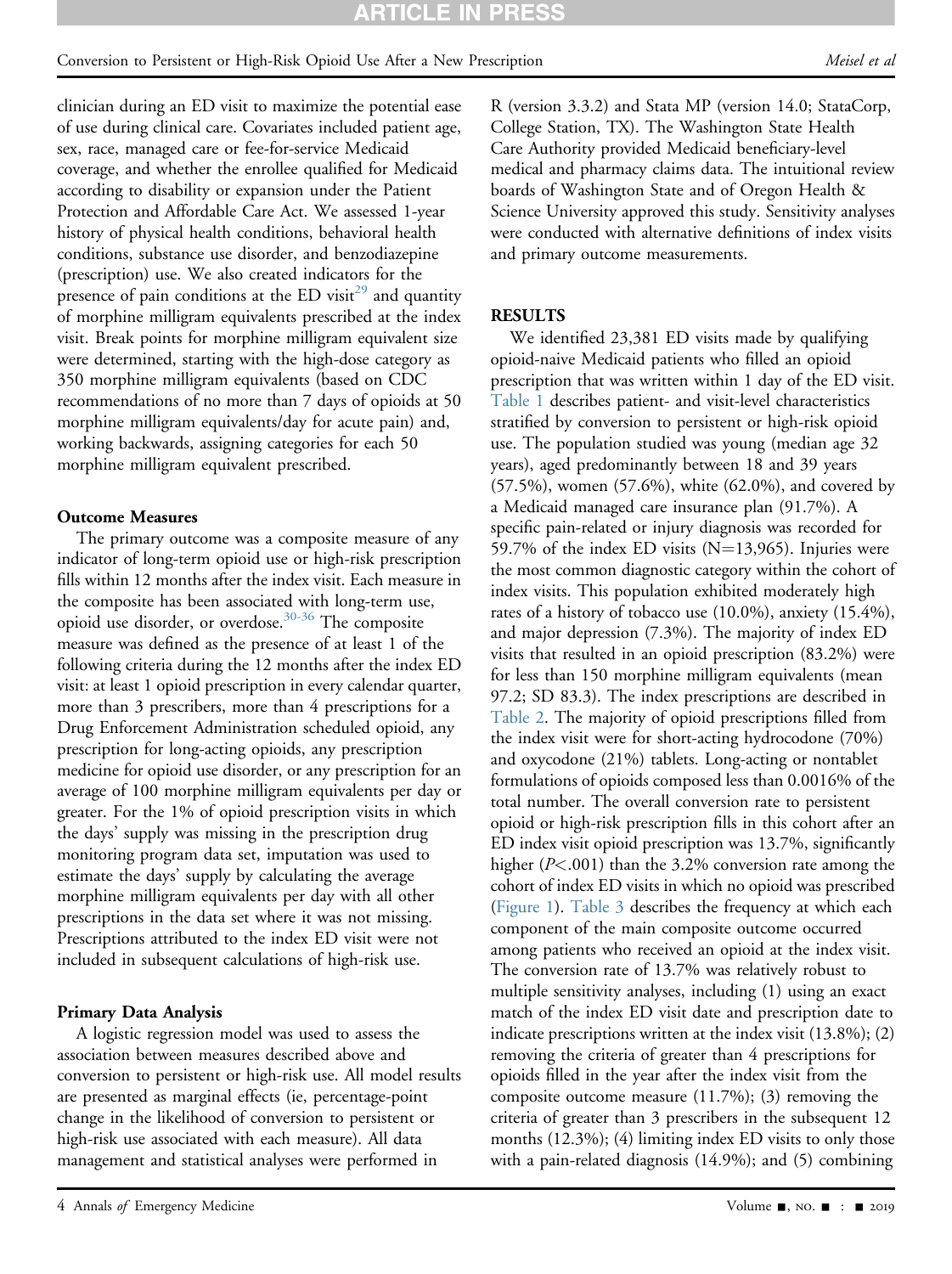clinician during an ED visit to maximize the potential ease of use during clinical care. Covariates included patient age, sex, race, managed care or fee-for-service Medicaid coverage, and whether the enrollee qualified for Medicaid according to disability or expansion under the Patient Protection and Affordable Care Act. We assessed 1-year history of physical health conditions, behavioral health conditions, substance use disorder, and benzodiazepine (prescription) use. We also created indicators for the presence of pain conditions at the ED visit[29] and quantity of morphine milligram equivalents prescribed at the index visit. Break points for morphine milligram equivalent size were determined, starting with the high-dose category as 350 morphine milligram equivalents (based on CDC recommendations of no more than 7 days of opioids at 50 morphine milligram equivalents/day for acute pain) and, working backwards, assigning categories for each 50 morphine milligram equivalent prescribed.

### Outcome Measures

The primary outcome was a composite measure of any indicator of long-term opioid use or high-risk prescription fills within 12 months after the index visit. Each measure in the composite has been associated with long-term use, opioid use disorder, or overdose.[30-36] The composite measure was defined as the presence of at least 1 of the following criteria during the 12 months after the index ED visit: at least 1 opioid prescription in every calendar quarter, more than 3 prescribers, more than 4 prescriptions for a Drug Enforcement Administration scheduled opioid, any prescription for long-acting opioids, any prescription medicine for opioid use disorder, or any prescription for an average of 100 morphine milligram equivalents per day or greater. For the 1% of opioid prescription visits in which the days' supply was missing in the prescription drug monitoring program data set, imputation was used to estimate the days' supply by calculating the average morphine milligram equivalents per day with all other prescriptions in the data set where it was not missing. Prescriptions attributed to the index ED visit were not included in subsequent calculations of high-risk use.

### Primary Data Analysis

A logistic regression model was used to assess the association between measures described above and conversion to persistent or high-risk use. All model results are presented as marginal effects (ie, percentage-point change in the likelihood of conversion to persistent or high-risk use associated with each measure). All data management and statistical analyses were performed in R (version 3.3.2) and Stata MP (version 14.0; StataCorp, College Station, TX). The Washington State Health Care Authority provided Medicaid beneficiary-level medical and pharmacy claims data. The intuitional review boards of Washington State and of Oregon Health & Science University approved this study. Sensitivity analyses were conducted with alternative definitions of index visits and primary outcome measurements.

## RESULTS

We identified 23,381 ED visits made by qualifying opioid-naive Medicaid patients who filled an opioid prescription that was written within 1 day of the ED visit. Table 1 describes patient- and visit-level characteristics stratified by conversion to persistent or high-risk opioid use. The population studied was young (median age 32 years), aged predominantly between 18 and 39 years (57.5%), women (57.6%), white (62.0%), and covered by a Medicaid managed care insurance plan (91.7%). A specific pain-related or injury diagnosis was recorded for 59.7% of the index ED visits (N=13,965). Injuries were the most common diagnostic category within the cohort of index visits. This population exhibited moderately high rates of a history of tobacco use (10.0%), anxiety (15.4%), and major depression (7.3%). The majority of index ED visits that resulted in an opioid prescription (83.2%) were for less than 150 morphine milligram equivalents (mean 97.2; SD 83.3). The index prescriptions are described in Table 2. The majority of opioid prescriptions filled from the index visit were for short-acting hydrocodone (70%) and oxycodone (21%) tablets. Long-acting or nontablet formulations of opioids composed less than 0.0016% of the total number. The overall conversion rate to persistent opioid or high-risk prescription fills in this cohort after an ED index visit opioid prescription was 13.7%, significantly higher ($P<.001$) than the 3.2% conversion rate among the cohort of index ED visits in which no opioid was prescribed (Figure 1). Table 3 describes the frequency at which each component of the main composite outcome occurred among patients who received an opioid at the index visit. The conversion rate of 13.7% was relatively robust to multiple sensitivity analyses, including (1) using an exact match of the index ED visit date and prescription date to indicate prescriptions written at the index visit (13.8%); (2) removing the criteria of greater than 4 prescriptions for opioids filled in the year after the index visit from the composite outcome measure (11.7%); (3) removing the criteria of greater than 3 prescribers in the subsequent 12 months (12.3%); (4) limiting index ED visits to only those with a pain-related diagnosis (14.9%); and (5) combining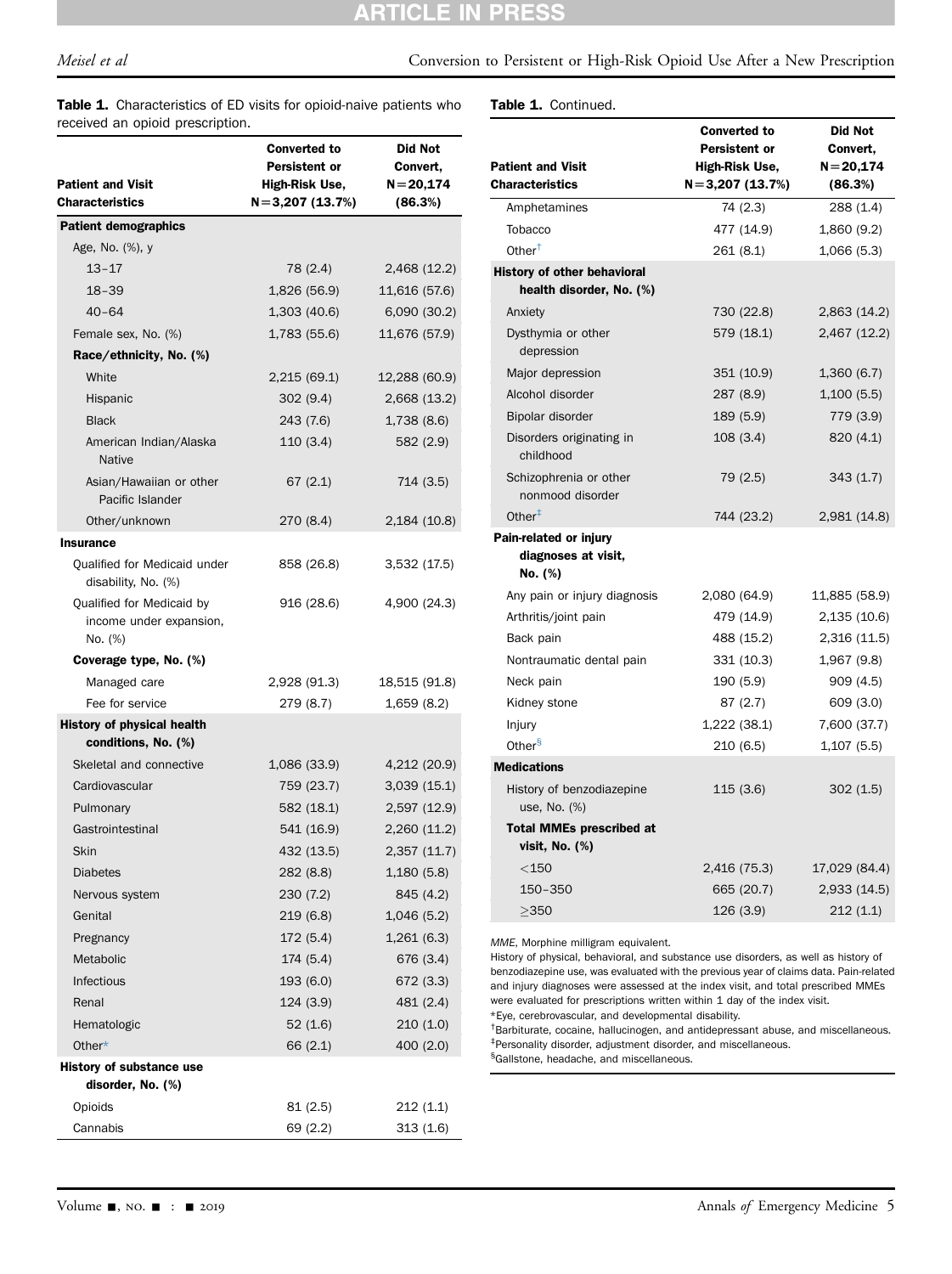**Table 1.** Characteristics of ED visits for opioid-naive patients who received an opioid prescription.

| Patient and Visit Characteristics | Converted to Persistent or High-Risk Use, N=3,207 (13.7%) | Did Not Convert, N=20,174 (86.3%) |
|---|---|---|
| **Patient demographics** | | |
| Age, No. (%), y | | |
| 13–17 | 78 (2.4) | 2,468 (12.2) |
| 18–39 | 1,826 (56.9) | 11,616 (57.6) |
| 40–64 | 1,303 (40.6) | 6,090 (30.2) |
| Female sex, No. (%) | 1,783 (55.6) | 11,676 (57.9) |
| **Race/ethnicity, No. (%)** | | |
| White | 2,215 (69.1) | 12,288 (60.9) |
| Hispanic | 302 (9.4) | 2,668 (13.2) |
| Black | 243 (7.6) | 1,738 (8.6) |
| American Indian/Alaska Native | 110 (3.4) | 582 (2.9) |
| Asian/Hawaiian or other Pacific Islander | 67 (2.1) | 714 (3.5) |
| Other/unknown | 270 (8.4) | 2,184 (10.8) |
| **Insurance** | | |
| Qualified for Medicaid under disability, No. (%) | 858 (26.8) | 3,532 (17.5) |
| Qualified for Medicaid by income under expansion, No. (%) | 916 (28.6) | 4,900 (24.3) |
| **Coverage type, No. (%)** | | |
| Managed care | 2,928 (91.3) | 18,515 (91.8) |
| Fee for service | 279 (8.7) | 1,659 (8.2) |
| **History of physical health conditions, No. (%)** | | |
| Skeletal and connective | 1,086 (33.9) | 4,212 (20.9) |
| Cardiovascular | 759 (23.7) | 3,039 (15.1) |
| Pulmonary | 582 (18.1) | 2,597 (12.9) |
| Gastrointestinal | 541 (16.9) | 2,260 (11.2) |
| Skin | 432 (13.5) | 2,357 (11.7) |
| Diabetes | 282 (8.8) | 1,180 (5.8) |
| Nervous system | 230 (7.2) | 845 (4.2) |
| Genital | 219 (6.8) | 1,046 (5.2) |
| Pregnancy | 172 (5.4) | 1,261 (6.3) |
| Metabolic | 174 (5.4) | 676 (3.4) |
| Infectious | 193 (6.0) | 672 (3.3) |
| Renal | 124 (3.9) | 481 (2.4) |
| Hematologic | 52 (1.6) | 210 (1.0) |
| Other* | 66 (2.1) | 400 (2.0) |
| **History of substance use disorder, No. (%)** | | |
| Opioids | 81 (2.5) | 212 (1.1) |
| Cannabis | 69 (2.2) | 313 (1.6) |
| Amphetamines | 74 (2.3) | 288 (1.4) |
| Tobacco | 477 (14.9) | 1,860 (9.2) |
| Other† | 261 (8.1) | 1,066 (5.3) |
| **History of other behavioral health disorder, No. (%)** | | |
| Anxiety | 730 (22.8) | 2,863 (14.2) |
| Dysthymia or other depression | 579 (18.1) | 2,467 (12.2) |
| Major depression | 351 (10.9) | 1,360 (6.7) |
| Alcohol disorder | 287 (8.9) | 1,100 (5.5) |
| Bipolar disorder | 189 (5.9) | 779 (3.9) |
| Disorders originating in childhood | 108 (3.4) | 820 (4.1) |
| Schizophrenia or other nonmood disorder | 79 (2.5) | 343 (1.7) |
| Other‡ | 744 (23.2) | 2,981 (14.8) |
| **Pain-related or injury diagnoses at visit, No. (%)** | | |
| Any pain or injury diagnosis | 2,080 (64.9) | 11,885 (58.9) |
| Arthritis/joint pain | 479 (14.9) | 2,135 (10.6) |
| Back pain | 488 (15.2) | 2,316 (11.5) |
| Nontraumatic dental pain | 331 (10.3) | 1,967 (9.8) |
| Neck pain | 190 (5.9) | 909 (4.5) |
| Kidney stone | 87 (2.7) | 609 (3.0) |
| Injury | 1,222 (38.1) | 7,600 (37.7) |
| Other§ | 210 (6.5) | 1,107 (5.5) |
| **Medications** | | |
| History of benzodiazepine use, No. (%) | 115 (3.6) | 302 (1.5) |
| **Total MMEs prescribed at visit, No. (%)** | | |
| <150 | 2,416 (75.3) | 17,029 (84.4) |
| 150–350 | 665 (20.7) | 2,933 (14.5) |
| ≥350 | 126 (3.9) | 212 (1.1) |

*MME*, Morphine milligram equivalent.

History of physical, behavioral, and substance use disorders, as well as history of benzodiazepine use, was evaluated with the previous year of claims data. Pain-related and injury diagnoses were assessed at the index visit, and total prescribed MMEs were evaluated for prescriptions written within 1 day of the index visit.

*Eye, cerebrovascular, and developmental disability.

†Barbiturate, cocaine, hallucinogen, and antidepressant abuse, and miscellaneous.

‡Personality disorder, adjustment disorder, and miscellaneous.

§Gallstone, headache, and miscellaneous.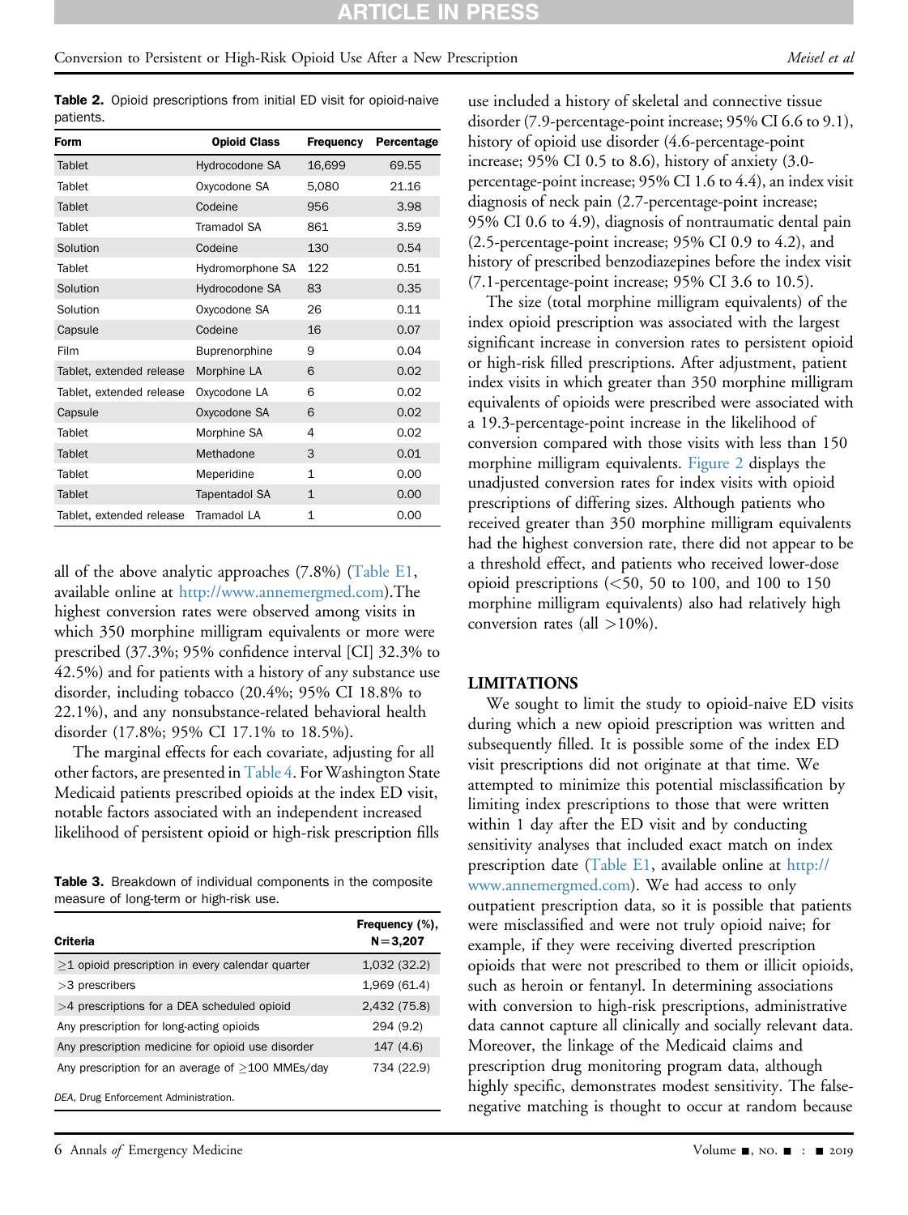**Table 2.** Opioid prescriptions from initial ED visit for opioid-naive patients.

| Form | Opioid Class | Frequency | Percentage |
|---|---|---|---|
| Tablet | Hydrocodone SA | 16,699 | 69.55 |
| Tablet | Oxycodone SA | 5,080 | 21.16 |
| Tablet | Codeine | 956 | 3.98 |
| Tablet | Tramadol SA | 861 | 3.59 |
| Solution | Codeine | 130 | 0.54 |
| Tablet | Hydromorphone SA | 122 | 0.51 |
| Solution | Hydrocodone SA | 83 | 0.35 |
| Solution | Oxycodone SA | 26 | 0.11 |
| Capsule | Codeine | 16 | 0.07 |
| Film | Buprenorphine | 9 | 0.04 |
| Tablet, extended release | Morphine LA | 6 | 0.02 |
| Tablet, extended release | Oxycodone LA | 6 | 0.02 |
| Capsule | Oxycodone SA | 6 | 0.02 |
| Tablet | Morphine SA | 4 | 0.02 |
| Tablet | Methadone | 3 | 0.01 |
| Tablet | Meperidine | 1 | 0.00 |
| Tablet | Tapentadol SA | 1 | 0.00 |
| Tablet, extended release | Tramadol LA | 1 | 0.00 |

all of the above analytic approaches (7.8%) (Table E1, available online at http://www.annemergmed.com).The highest conversion rates were observed among visits in which 350 morphine milligram equivalents or more were prescribed (37.3%; 95% confidence interval [CI] 32.3% to 42.5%) and for patients with a history of any substance use disorder, including tobacco (20.4%; 95% CI 18.8% to 22.1%), and any nonsubstance-related behavioral health disorder (17.8%; 95% CI 17.1% to 18.5%).

The marginal effects for each covariate, adjusting for all other factors, are presented in Table 4. For Washington State Medicaid patients prescribed opioids at the index ED visit, notable factors associated with an independent increased likelihood of persistent opioid or high-risk prescription fills

**Table 3.** Breakdown of individual components in the composite measure of long-term or high-risk use.

| Criteria | Frequency (%), N=3,207 |
|---|---|
| ≥1 opioid prescription in every calendar quarter | 1,032 (32.2) |
| >3 prescribers | 1,969 (61.4) |
| >4 prescriptions for a DEA scheduled opioid | 2,432 (75.8) |
| Any prescription for long-acting opioids | 294 (9.2) |
| Any prescription medicine for opioid use disorder | 147 (4.6) |
| Any prescription for an average of ≥100 MMEs/day | 734 (22.9) |

*DEA*, Drug Enforcement Administration.

use included a history of skeletal and connective tissue disorder (7.9-percentage-point increase; 95% CI 6.6 to 9.1), history of opioid use disorder (4.6-percentage-point increase; 95% CI 0.5 to 8.6), history of anxiety (3.0-percentage-point increase; 95% CI 1.6 to 4.4), an index visit diagnosis of neck pain (2.7-percentage-point increase; 95% CI 0.6 to 4.9), diagnosis of nontraumatic dental pain (2.5-percentage-point increase; 95% CI 0.9 to 4.2), and history of prescribed benzodiazepines before the index visit (7.1-percentage-point increase; 95% CI 3.6 to 10.5).

The size (total morphine milligram equivalents) of the index opioid prescription was associated with the largest significant increase in conversion rates to persistent opioid or high-risk filled prescriptions. After adjustment, patient index visits in which greater than 350 morphine milligram equivalents of opioids were prescribed were associated with a 19.3-percentage-point increase in the likelihood of conversion compared with those visits with less than 150 morphine milligram equivalents. Figure 2 displays the unadjusted conversion rates for index visits with opioid prescriptions of differing sizes. Although patients who received greater than 350 morphine milligram equivalents had the highest conversion rate, there did not appear to be a threshold effect, and patients who received lower-dose opioid prescriptions (<50, 50 to 100, and 100 to 150 morphine milligram equivalents) also had relatively high conversion rates (all >10%).

## LIMITATIONS

We sought to limit the study to opioid-naive ED visits during which a new opioid prescription was written and subsequently filled. It is possible some of the index ED visit prescriptions did not originate at that time. We attempted to minimize this potential misclassification by limiting index prescriptions to those that were written within 1 day after the ED visit and by conducting sensitivity analyses that included exact match on index prescription date (Table E1, available online at http://www.annemergmed.com). We had access to only outpatient prescription data, so it is possible that patients were misclassified and were not truly opioid naive; for example, if they were receiving diverted prescription opioids that were not prescribed to them or illicit opioids, such as heroin or fentanyl. In determining associations with conversion to high-risk prescriptions, administrative data cannot capture all clinically and socially relevant data. Moreover, the linkage of the Medicaid claims and prescription drug monitoring program data, although highly specific, demonstrates modest sensitivity. The false-negative matching is thought to occur at random because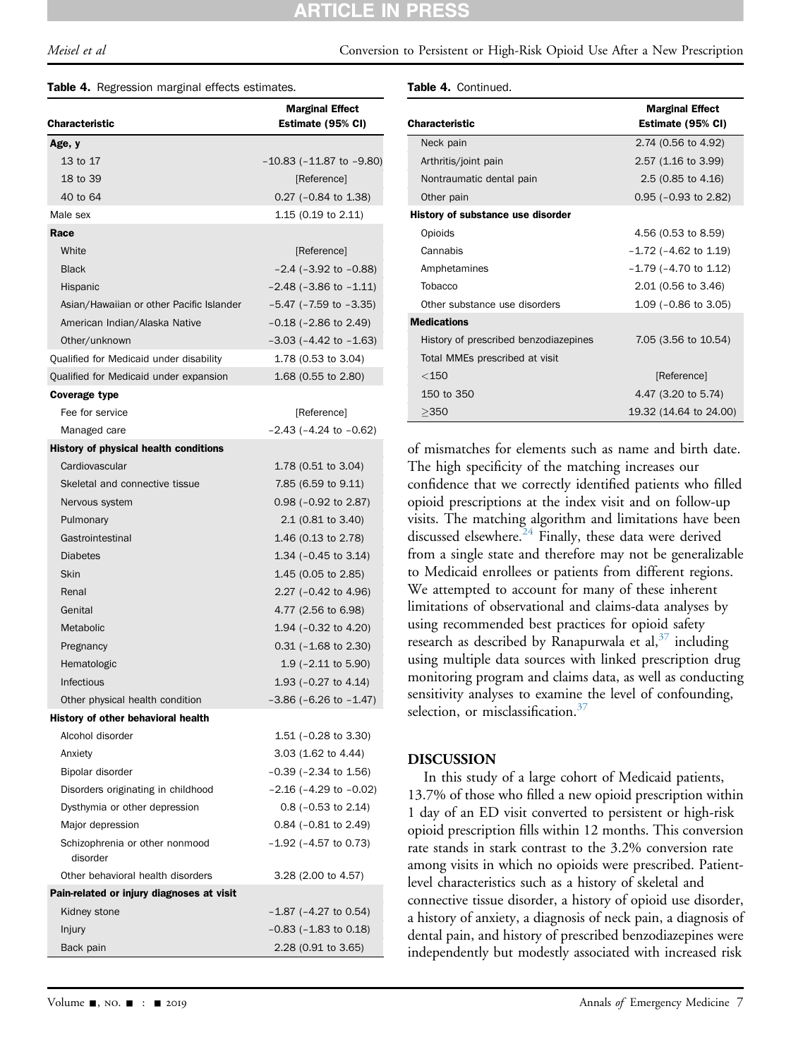**Table 4.** Regression marginal effects estimates.

| Characteristic | Marginal Effect Estimate (95% CI) |
|---|---|
| **Age, y** | |
| 13 to 17 | –10.83 (–11.87 to –9.80) |
| 18 to 39 | [Reference] |
| 40 to 64 | 0.27 (–0.84 to 1.38) |
| Male sex | 1.15 (0.19 to 2.11) |
| **Race** | |
| White | [Reference] |
| Black | –2.4 (–3.92 to –0.88) |
| Hispanic | –2.48 (–3.86 to –1.11) |
| Asian/Hawaiian or other Pacific Islander | –5.47 (–7.59 to –3.35) |
| American Indian/Alaska Native | –0.18 (–2.86 to 2.49) |
| Other/unknown | –3.03 (–4.42 to –1.63) |
| Qualified for Medicaid under disability | 1.78 (0.53 to 3.04) |
| Qualified for Medicaid under expansion | 1.68 (0.55 to 2.80) |
| **Coverage type** | |
| Fee for service | [Reference] |
| Managed care | –2.43 (–4.24 to –0.62) |
| **History of physical health conditions** | |
| Cardiovascular | 1.78 (0.51 to 3.04) |
| Skeletal and connective tissue | 7.85 (6.59 to 9.11) |
| Nervous system | 0.98 (–0.92 to 2.87) |
| Pulmonary | 2.1 (0.81 to 3.40) |
| Gastrointestinal | 1.46 (0.13 to 2.78) |
| Diabetes | 1.34 (–0.45 to 3.14) |
| Skin | 1.45 (0.05 to 2.85) |
| Renal | 2.27 (–0.42 to 4.96) |
| Genital | 4.77 (2.56 to 6.98) |
| Metabolic | 1.94 (–0.32 to 4.20) |
| Pregnancy | 0.31 (–1.68 to 2.30) |
| Hematologic | 1.9 (–2.11 to 5.90) |
| Infectious | 1.93 (–0.27 to 4.14) |
| Other physical health condition | –3.86 (–6.26 to –1.47) |
| **History of other behavioral health** | |
| Alcohol disorder | 1.51 (–0.28 to 3.30) |
| Anxiety | 3.03 (1.62 to 4.44) |
| Bipolar disorder | –0.39 (–2.34 to 1.56) |
| Disorders originating in childhood | –2.16 (–4.29 to –0.02) |
| Dysthymia or other depression | 0.8 (–0.53 to 2.14) |
| Major depression | 0.84 (–0.81 to 2.49) |
| Schizophrenia or other nonmood disorder | –1.92 (–4.57 to 0.73) |
| Other behavioral health disorders | 3.28 (2.00 to 4.57) |
| **Pain-related or injury diagnoses at visit** | |
| Kidney stone | –1.87 (–4.27 to 0.54) |
| Injury | –0.83 (–1.83 to 0.18) |
| Back pain | 2.28 (0.91 to 3.65) |
| Neck pain | 2.74 (0.56 to 4.92) |
| Arthritis/joint pain | 2.57 (1.16 to 3.99) |
| Nontraumatic dental pain | 2.5 (0.85 to 4.16) |
| Other pain | 0.95 (–0.93 to 2.82) |
| **History of substance use disorder** | |
| Opioids | 4.56 (0.53 to 8.59) |
| Cannabis | –1.72 (–4.62 to 1.19) |
| Amphetamines | –1.79 (–4.70 to 1.12) |
| Tobacco | 2.01 (0.56 to 3.46) |
| Other substance use disorders | 1.09 (–0.86 to 3.05) |
| **Medications** | |
| History of prescribed benzodiazepines | 7.05 (3.56 to 10.54) |
| Total MMEs prescribed at visit | |
| <150 | [Reference] |
| 150 to 350 | 4.47 (3.20 to 5.74) |
| ≥350 | 19.32 (14.64 to 24.00) |

of mismatches for elements such as name and birth date. The high specificity of the matching increases our confidence that we correctly identified patients who filled opioid prescriptions at the index visit and on follow-up visits. The matching algorithm and limitations have been discussed elsewhere.[24] Finally, these data were derived from a single state and therefore may not be generalizable to Medicaid enrollees or patients from different regions. We attempted to account for many of these inherent limitations of observational and claims-data analyses by using recommended best practices for opioid safety research as described by Ranapurwala et al,[37] including using multiple data sources with linked prescription drug monitoring program and claims data, as well as conducting sensitivity analyses to examine the level of confounding, selection, or misclassification.[37]

## DISCUSSION

In this study of a large cohort of Medicaid patients, 13.7% of those who filled a new opioid prescription within 1 day of an ED visit converted to persistent or high-risk opioid prescription fills within 12 months. This conversion rate stands in stark contrast to the 3.2% conversion rate among visits in which no opioids were prescribed. Patient-level characteristics such as a history of skeletal and connective tissue disorder, a history of opioid use disorder, a history of anxiety, a diagnosis of neck pain, a diagnosis of dental pain, and history of prescribed benzodiazepines were independently but modestly associated with increased risk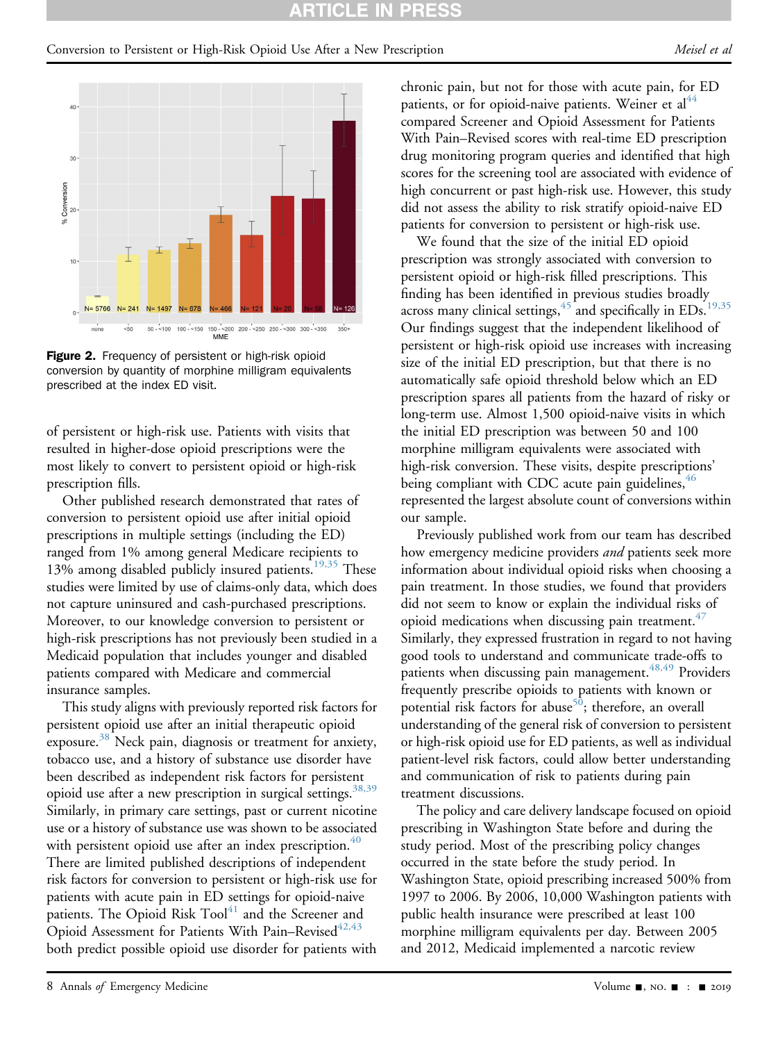**Figure 2.** Frequency of persistent or high-risk opioid conversion by quantity of morphine milligram equivalents prescribed at the index ED visit.

of persistent or high-risk use. Patients with visits that resulted in higher-dose opioid prescriptions were the most likely to convert to persistent opioid or high-risk prescription fills.

Other published research demonstrated that rates of conversion to persistent opioid use after initial opioid prescriptions in multiple settings (including the ED) ranged from 1% among general Medicare recipients to 13% among disabled publicly insured patients.[19,35] These studies were limited by use of claims-only data, which does not capture uninsured and cash-purchased prescriptions. Moreover, to our knowledge conversion to persistent or high-risk prescriptions has not previously been studied in a Medicaid population that includes younger and disabled patients compared with Medicare and commercial insurance samples.

This study aligns with previously reported risk factors for persistent opioid use after an initial therapeutic opioid exposure.[38] Neck pain, diagnosis or treatment for anxiety, tobacco use, and a history of substance use disorder have been described as independent risk factors for persistent opioid use after a new prescription in surgical settings.[38,39] Similarly, in primary care settings, past or current nicotine use or a history of substance use was shown to be associated with persistent opioid use after an index prescription.[40] There are limited published descriptions of independent risk factors for conversion to persistent or high-risk use for patients with acute pain in ED settings for opioid-naive patients. The Opioid Risk Tool[41] and the Screener and Opioid Assessment for Patients With Pain–Revised[42,43] both predict possible opioid use disorder for patients with chronic pain, but not for those with acute pain, for ED patients, or for opioid-naive patients. Weiner et al[44] compared Screener and Opioid Assessment for Patients With Pain–Revised scores with real-time ED prescription drug monitoring program queries and identified that high scores for the screening tool are associated with evidence of high concurrent or past high-risk use. However, this study did not assess the ability to risk stratify opioid-naive ED patients for conversion to persistent or high-risk use.

We found that the size of the initial ED opioid prescription was strongly associated with conversion to persistent opioid or high-risk filled prescriptions. This finding has been identified in previous studies broadly across many clinical settings,[45] and specifically in EDs.[19,35] Our findings suggest that the independent likelihood of persistent or high-risk opioid use increases with increasing size of the initial ED prescription, but that there is no automatically safe opioid threshold below which an ED prescription spares all patients from the hazard of risky or long-term use. Almost 1,500 opioid-naive visits in which the initial ED prescription was between 50 and 100 morphine milligram equivalents were associated with high-risk conversion. These visits, despite prescriptions' being compliant with CDC acute pain guidelines,[46] represented the largest absolute count of conversions within our sample.

Previously published work from our team has described how emergency medicine providers *and* patients seek more information about individual opioid risks when choosing a pain treatment. In those studies, we found that providers did not seem to know or explain the individual risks of opioid medications when discussing pain treatment.[47] Similarly, they expressed frustration in regard to not having good tools to understand and communicate trade-offs to patients when discussing pain management.[48,49] Providers frequently prescribe opioids to patients with known or potential risk factors for abuse[50]; therefore, an overall understanding of the general risk of conversion to persistent or high-risk opioid use for ED patients, as well as individual patient-level risk factors, could allow better understanding and communication of risk to patients during pain treatment discussions.

The policy and care delivery landscape focused on opioid prescribing in Washington State before and during the study period. Most of the prescribing policy changes occurred in the state before the study period. In Washington State, opioid prescribing increased 500% from 1997 to 2006. By 2006, 10,000 Washington patients with public health insurance were prescribed at least 100 morphine milligram equivalents per day. Between 2005 and 2012, Medicaid implemented a narcotic review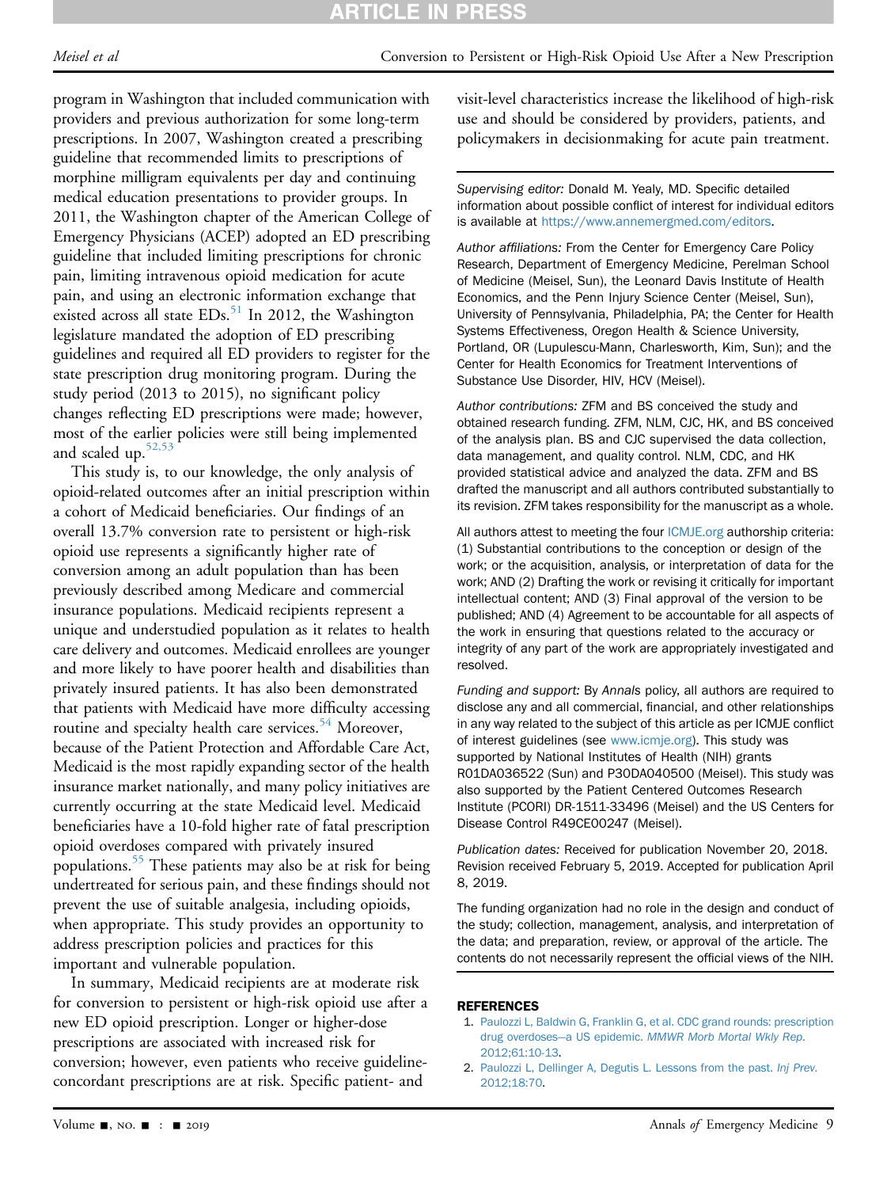program in Washington that included communication with providers and previous authorization for some long-term prescriptions. In 2007, Washington created a prescribing guideline that recommended limits to prescriptions of morphine milligram equivalents per day and continuing medical education presentations to provider groups. In 2011, the Washington chapter of the American College of Emergency Physicians (ACEP) adopted an ED prescribing guideline that included limiting prescriptions for chronic pain, limiting intravenous opioid medication for acute pain, and using an electronic information exchange that existed across all state EDs.[51] In 2012, the Washington legislature mandated the adoption of ED prescribing guidelines and required all ED providers to register for the state prescription drug monitoring program. During the study period (2013 to 2015), no significant policy changes reflecting ED prescriptions were made; however, most of the earlier policies were still being implemented and scaled up.[52,53]

This study is, to our knowledge, the only analysis of opioid-related outcomes after an initial prescription within a cohort of Medicaid beneficiaries. Our findings of an overall 13.7% conversion rate to persistent or high-risk opioid use represents a significantly higher rate of conversion among an adult population than has been previously described among Medicare and commercial insurance populations. Medicaid recipients represent a unique and understudied population as it relates to health care delivery and outcomes. Medicaid enrollees are younger and more likely to have poorer health and disabilities than privately insured patients. It has also been demonstrated that patients with Medicaid have more difficulty accessing routine and specialty health care services.[54] Moreover, because of the Patient Protection and Affordable Care Act, Medicaid is the most rapidly expanding sector of the health insurance market nationally, and many policy initiatives are currently occurring at the state Medicaid level. Medicaid beneficiaries have a 10-fold higher rate of fatal prescription opioid overdoses compared with privately insured populations.[55] These patients may also be at risk for being undertreated for serious pain, and these findings should not prevent the use of suitable analgesia, including opioids, when appropriate. This study provides an opportunity to address prescription policies and practices for this important and vulnerable population.

In summary, Medicaid recipients are at moderate risk for conversion to persistent or high-risk opioid use after a new ED opioid prescription. Longer or higher-dose prescriptions are associated with increased risk for conversion; however, even patients who receive guideline-concordant prescriptions are at risk. Specific patient- and visit-level characteristics increase the likelihood of high-risk use and should be considered by providers, patients, and policymakers in decisionmaking for acute pain treatment.

*Supervising editor:* Donald M. Yealy, MD. Specific detailed information about possible conflict of interest for individual editors is available at https://www.annemergmed.com/editors.

*Author affiliations:* From the Center for Emergency Care Policy Research, Department of Emergency Medicine, Perelman School of Medicine (Meisel, Sun), the Leonard Davis Institute of Health Economics, and the Penn Injury Science Center (Meisel, Sun), University of Pennsylvania, Philadelphia, PA; the Center for Health Systems Effectiveness, Oregon Health & Science University, Portland, OR (Lupulescu-Mann, Charlesworth, Kim, Sun); and the Center for Health Economics for Treatment Interventions of Substance Use Disorder, HIV, HCV (Meisel).

*Author contributions:* ZFM and BS conceived the study and obtained research funding. ZFM, NLM, CJC, HK, and BS conceived of the analysis plan. BS and CJC supervised the data collection, data management, and quality control. NLM, CDC, and HK provided statistical advice and analyzed the data. ZFM and BS drafted the manuscript and all authors contributed substantially to its revision. ZFM takes responsibility for the manuscript as a whole.

All authors attest to meeting the four ICMJE.org authorship criteria: (1) Substantial contributions to the conception or design of the work; or the acquisition, analysis, or interpretation of data for the work; AND (2) Drafting the work or revising it critically for important intellectual content; AND (3) Final approval of the version to be published; AND (4) Agreement to be accountable for all aspects of the work in ensuring that questions related to the accuracy or integrity of any part of the work are appropriately investigated and resolved.

*Funding and support:* By *Annals* policy, all authors are required to disclose any and all commercial, financial, and other relationships in any way related to the subject of this article as per ICMJE conflict of interest guidelines (see www.icmje.org). This study was supported by National Institutes of Health (NIH) grants R01DA036522 (Sun) and P30DA040500 (Meisel). This study was also supported by the Patient Centered Outcomes Research Institute (PCORI) DR-1511-33496 (Meisel) and the US Centers for Disease Control R49CE00247 (Meisel).

*Publication dates:* Received for publication November 20, 2018. Revision received February 5, 2019. Accepted for publication April 8, 2019.

The funding organization had no role in the design and conduct of the study; collection, management, analysis, and interpretation of the data; and preparation, review, or approval of the article. The contents do not necessarily represent the official views of the NIH.

## REFERENCES

1. Paulozzi L, Baldwin G, Franklin G, et al. CDC grand rounds: prescription drug overdoses—a US epidemic. *MMWR Morb Mortal Wkly Rep*. 2012;61:10-13.
2. Paulozzi L, Dellinger A, Degutis L. Lessons from the past. *Inj Prev*. 2012;18:70.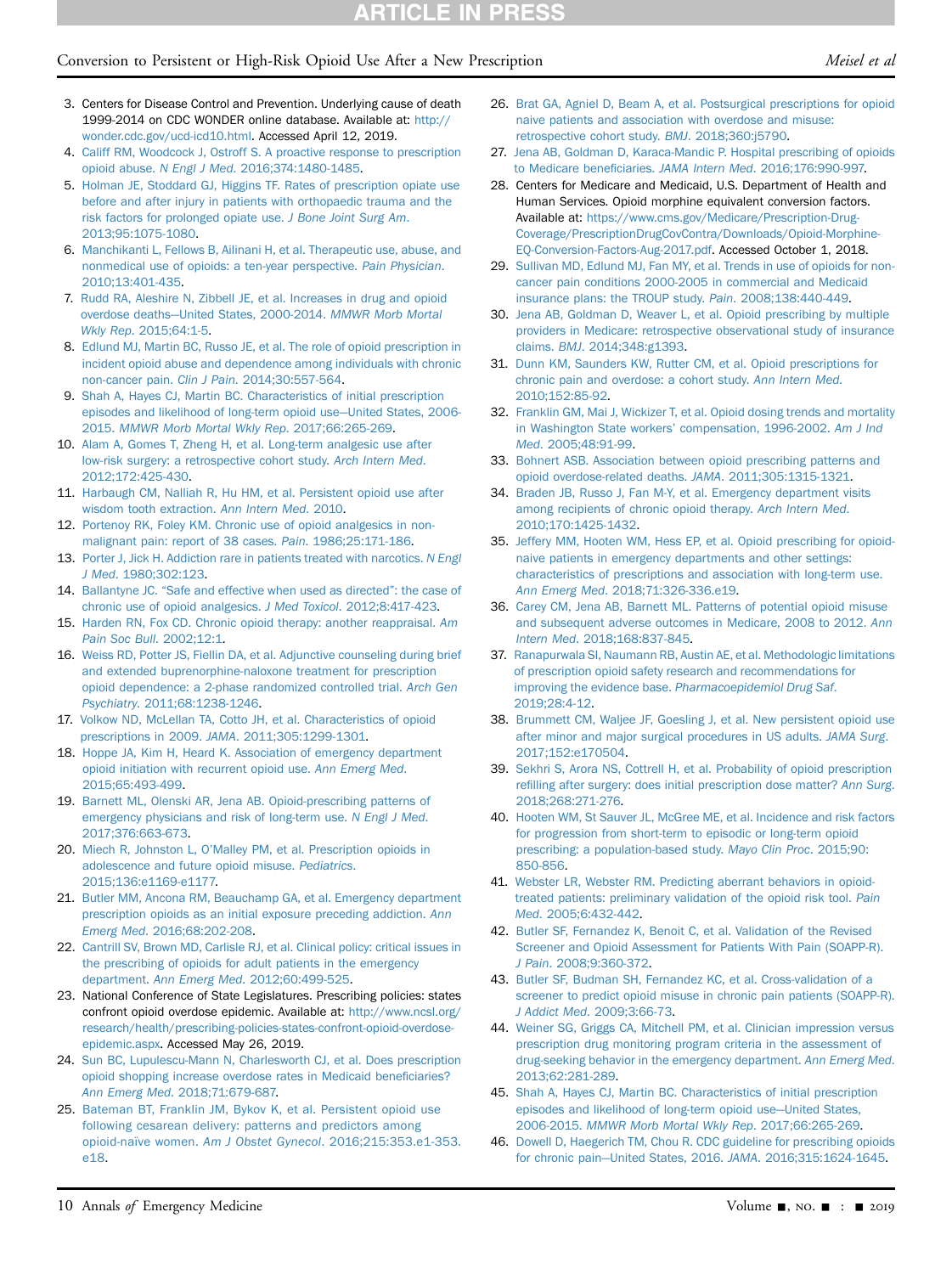3. Centers for Disease Control and Prevention. Underlying cause of death 1999-2014 on CDC WONDER online database. Available at: http://wonder.cdc.gov/ucd-icd10.html. Accessed April 12, 2019.
4. Califf RM, Woodcock J, Ostroff S. A proactive response to prescription opioid abuse. *N Engl J Med*. 2016;374:1480-1485.
5. Holman JE, Stoddard GJ, Higgins TF. Rates of prescription opiate use before and after injury in patients with orthopaedic trauma and the risk factors for prolonged opiate use. *J Bone Joint Surg Am*. 2013;95:1075-1080.
6. Manchikanti L, Fellows B, Ailinani H, et al. Therapeutic use, abuse, and nonmedical use of opioids: a ten-year perspective. *Pain Physician*. 2010;13:401-435.
7. Rudd RA, Aleshire N, Zibbell JE, et al. Increases in drug and opioid overdose deaths—United States, 2000-2014. *MMWR Morb Mortal Wkly Rep*. 2015;64:1-5.
8. Edlund MJ, Martin BC, Russo JE, et al. The role of opioid prescription in incident opioid abuse and dependence among individuals with chronic non-cancer pain. *Clin J Pain*. 2014;30:557-564.
9. Shah A, Hayes CJ, Martin BC. Characteristics of initial prescription episodes and likelihood of long-term opioid use—United States, 2006-2015. *MMWR Morb Mortal Wkly Rep*. 2017;66:265-269.
10. Alam A, Gomes T, Zheng H, et al. Long-term analgesic use after low-risk surgery: a retrospective cohort study. *Arch Intern Med*. 2012;172:425-430.
11. Harbaugh CM, Nalliah R, Hu HM, et al. Persistent opioid use after wisdom tooth extraction. *Ann Intern Med*. 2010.
12. Portenoy RK, Foley KM. Chronic use of opioid analgesics in non-malignant pain: report of 38 cases. *Pain*. 1986;25:171-186.
13. Porter J, Jick H. Addiction rare in patients treated with narcotics. *N Engl J Med*. 1980;302:123.
14. Ballantyne JC. "Safe and effective when used as directed": the case of chronic use of opioid analgesics. *J Med Toxicol*. 2012;8:417-423.
15. Harden RN, Fox CD. Chronic opioid therapy: another reappraisal. *Am Pain Soc Bull*. 2002;12:1.
16. Weiss RD, Potter JS, Fiellin DA, et al. Adjunctive counseling during brief and extended buprenorphine-naloxone treatment for prescription opioid dependence: a 2-phase randomized controlled trial. *Arch Gen Psychiatry*. 2011;68:1238-1246.
17. Volkow ND, McLellan TA, Cotto JH, et al. Characteristics of opioid prescriptions in 2009. *JAMA*. 2011;305:1299-1301.
18. Hoppe JA, Kim H, Heard K. Association of emergency department opioid initiation with recurrent opioid use. *Ann Emerg Med*. 2015;65:493-499.
19. Barnett ML, Olenski AR, Jena AB. Opioid-prescribing patterns of emergency physicians and risk of long-term use. *N Engl J Med*. 2017;376:663-673.
20. Miech R, Johnston L, O'Malley PM, et al. Prescription opioids in adolescence and future opioid misuse. *Pediatrics*. 2015;136:e1169-e1177.
21. Butler MM, Ancona RM, Beauchamp GA, et al. Emergency department prescription opioids as an initial exposure preceding addiction. *Ann Emerg Med*. 2016;68:202-208.
22. Cantrill SV, Brown MD, Carlisle RJ, et al. Clinical policy: critical issues in the prescribing of opioids for adult patients in the emergency department. *Ann Emerg Med*. 2012;60:499-525.
23. National Conference of State Legislatures. Prescribing policies: states confront opioid overdose epidemic. Available at: http://www.ncsl.org/research/health/prescribing-policies-states-confront-opioid-overdose-epidemic.aspx. Accessed May 26, 2019.
24. Sun BC, Lupulescu-Mann N, Charlesworth CJ, et al. Does prescription opioid shopping increase overdose rates in Medicaid beneficiaries? *Ann Emerg Med*. 2018;71:679-687.
25. Bateman BT, Franklin JM, Bykov K, et al. Persistent opioid use following cesarean delivery: patterns and predictors among opioid-naïve women. *Am J Obstet Gynecol*. 2016;215:353.e1-353.e18.
26. Brat GA, Agniel D, Beam A, et al. Postsurgical prescriptions for opioid naive patients and association with overdose and misuse: retrospective cohort study. *BMJ*. 2018;360:j5790.
27. Jena AB, Goldman D, Karaca-Mandic P. Hospital prescribing of opioids to Medicare beneficiaries. *JAMA Intern Med*. 2016;176:990-997.
28. Centers for Medicare and Medicaid, U.S. Department of Health and Human Services. Opioid morphine equivalent conversion factors. Available at: https://www.cms.gov/Medicare/Prescription-Drug-Coverage/PrescriptionDrugCovContra/Downloads/Opioid-Morphine-EQ-Conversion-Factors-Aug-2017.pdf. Accessed October 1, 2018.
29. Sullivan MD, Edlund MJ, Fan MY, et al. Trends in use of opioids for non-cancer pain conditions 2000-2005 in commercial and Medicaid insurance plans: the TROUP study. *Pain*. 2008;138:440-449.
30. Jena AB, Goldman D, Weaver L, et al. Opioid prescribing by multiple providers in Medicare: retrospective observational study of insurance claims. *BMJ*. 2014;348:g1393.
31. Dunn KM, Saunders KW, Rutter CM, et al. Opioid prescriptions for chronic pain and overdose: a cohort study. *Ann Intern Med*. 2010;152:85-92.
32. Franklin GM, Mai J, Wickizer T, et al. Opioid dosing trends and mortality in Washington State workers' compensation, 1996-2002. *Am J Ind Med*. 2005;48:91-99.
33. Bohnert ASB. Association between opioid prescribing patterns and opioid overdose-related deaths. *JAMA*. 2011;305:1315-1321.
34. Braden JB, Russo J, Fan M-Y, et al. Emergency department visits among recipients of chronic opioid therapy. *Arch Intern Med*. 2010;170:1425-1432.
35. Jeffery MM, Hooten WM, Hess EP, et al. Opioid prescribing for opioid-naive patients in emergency departments and other settings: characteristics of prescriptions and association with long-term use. *Ann Emerg Med*. 2018;71:326-336.e19.
36. Carey CM, Jena AB, Barnett ML. Patterns of potential opioid misuse and subsequent adverse outcomes in Medicare, 2008 to 2012. *Ann Intern Med*. 2018;168:837-845.
37. Ranapurwala SI, Naumann RB, Austin AE, et al. Methodologic limitations of prescription opioid safety research and recommendations for improving the evidence base. *Pharmacoepidemiol Drug Saf*. 2019;28:4-12.
38. Brummett CM, Waljee JF, Goesling J, et al. New persistent opioid use after minor and major surgical procedures in US adults. *JAMA Surg*. 2017;152:e170504.
39. Sekhri S, Arora NS, Cottrell H, et al. Probability of opioid prescription refilling after surgery: does initial prescription dose matter? *Ann Surg*. 2018;268:271-276.
40. Hooten WM, St Sauver JL, McGree ME, et al. Incidence and risk factors for progression from short-term to episodic or long-term opioid prescribing: a population-based study. *Mayo Clin Proc*. 2015;90:850-856.
41. Webster LR, Webster RM. Predicting aberrant behaviors in opioid-treated patients: preliminary validation of the opioid risk tool. *Pain Med*. 2005;6:432-442.
42. Butler SF, Fernandez K, Benoit C, et al. Validation of the Revised Screener and Opioid Assessment for Patients With Pain (SOAPP-R). *J Pain*. 2008;9:360-372.
43. Butler SF, Budman SH, Fernandez KC, et al. Cross-validation of a screener to predict opioid misuse in chronic pain patients (SOAPP-R). *J Addict Med*. 2009;3:66-73.
44. Weiner SG, Griggs CA, Mitchell PM, et al. Clinician impression versus prescription drug monitoring program criteria in the assessment of drug-seeking behavior in the emergency department. *Ann Emerg Med*. 2013;62:281-289.
45. Shah A, Hayes CJ, Martin BC. Characteristics of initial prescription episodes and likelihood of long-term opioid use—United States, 2006-2015. *MMWR Morb Mortal Wkly Rep*. 2017;66:265-269.
46. Dowell D, Haegerich TM, Chou R. CDC guideline for prescribing opioids for chronic pain—United States, 2016. *JAMA*. 2016;315:1624-1645.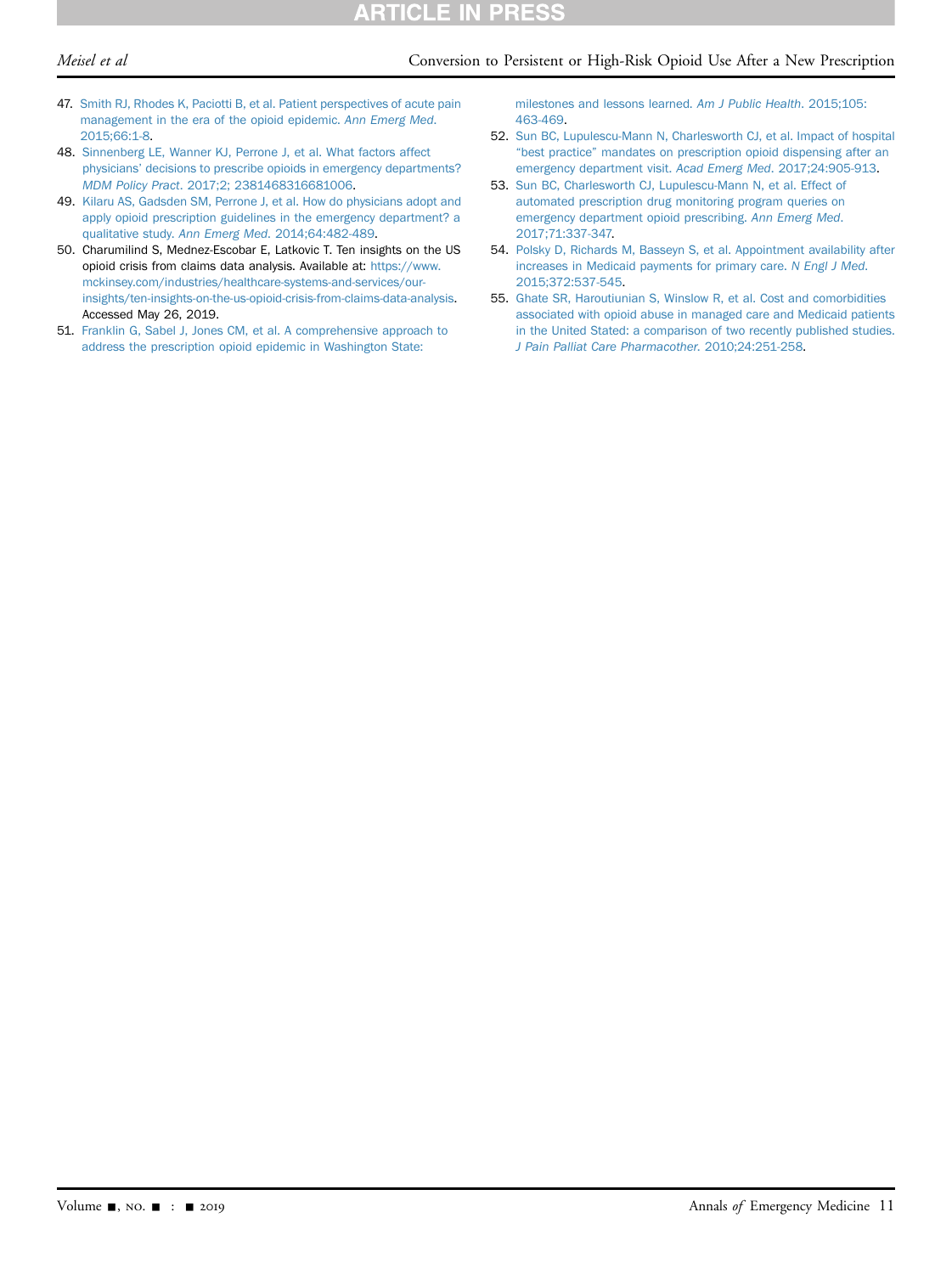47. Smith RJ, Rhodes K, Paciotti B, et al. Patient perspectives of acute pain management in the era of the opioid epidemic. *Ann Emerg Med*. 2015;66:1-8.
48. Sinnenberg LE, Wanner KJ, Perrone J, et al. What factors affect physicians' decisions to prescribe opioids in emergency departments? *MDM Policy Pract*. 2017;2; 2381468316681006.
49. Kilaru AS, Gadsden SM, Perrone J, et al. How do physicians adopt and apply opioid prescription guidelines in the emergency department? a qualitative study. *Ann Emerg Med*. 2014;64:482-489.
50. Charumilind S, Mednez-Escobar E, Latkovic T. Ten insights on the US opioid crisis from claims data analysis. Available at: https://www.mckinsey.com/industries/healthcare-systems-and-services/our-insights/ten-insights-on-the-us-opioid-crisis-from-claims-data-analysis. Accessed May 26, 2019.
51. Franklin G, Sabel J, Jones CM, et al. A comprehensive approach to address the prescription opioid epidemic in Washington State: milestones and lessons learned. *Am J Public Health*. 2015;105:463-469.
52. Sun BC, Lupulescu-Mann N, Charlesworth CJ, et al. Impact of hospital "best practice" mandates on prescription opioid dispensing after an emergency department visit. *Acad Emerg Med*. 2017;24:905-913.
53. Sun BC, Charlesworth CJ, Lupulescu-Mann N, et al. Effect of automated prescription drug monitoring program queries on emergency department opioid prescribing. *Ann Emerg Med*. 2017;71:337-347.
54. Polsky D, Richards M, Basseyn S, et al. Appointment availability after increases in Medicaid payments for primary care. *N Engl J Med*. 2015;372:537-545.
55. Ghate SR, Haroutiunian S, Winslow R, et al. Cost and comorbidities associated with opioid abuse in managed care and Medicaid patients in the United Stated: a comparison of two recently published studies. *J Pain Palliat Care Pharmacother*. 2010;24:251-258.